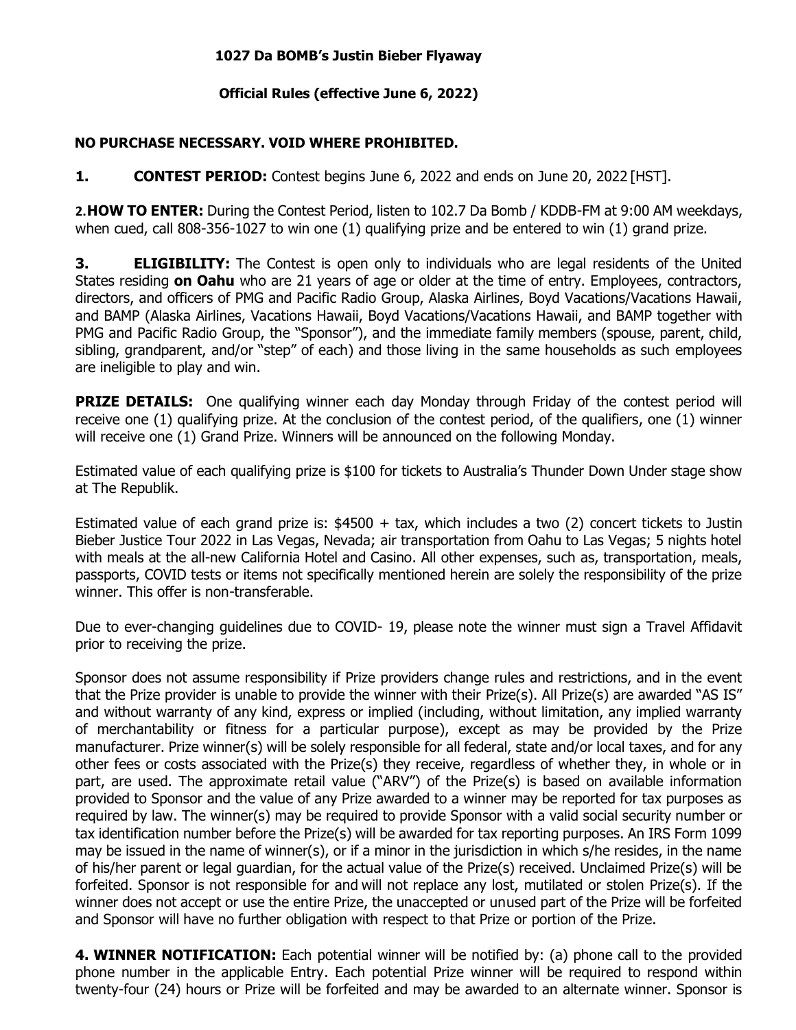# 1027 Da BOMB's Justin Bieber Flyaway

## Official Rules (effective June 6, 2022)

**NO PURCHASE NECESSARY. VOID WHERE PROHIBITED.**

**1. CONTEST PERIOD:** Contest begins June 6, 2022 and ends on June 20, 2022 [HST].

**2. HOW TO ENTER:** During the Contest Period, listen to 102.7 Da Bomb / KDDB-FM at 9:00 AM weekdays, when cued, call 808-356-1027 to win one (1) qualifying prize and be entered to win (1) grand prize.

**3. ELIGIBILITY:** The Contest is open only to individuals who are legal residents of the United States residing **on Oahu** who are 21 years of age or older at the time of entry. Employees, contractors, directors, and officers of PMG and Pacific Radio Group, Alaska Airlines, Boyd Vacations/Vacations Hawaii, and BAMP (Alaska Airlines, Vacations Hawaii, Boyd Vacations/Vacations Hawaii, and BAMP together with PMG and Pacific Radio Group, the "Sponsor"), and the immediate family members (spouse, parent, child, sibling, grandparent, and/or "step" of each) and those living in the same households as such employees are ineligible to play and win.

**PRIZE DETAILS:** One qualifying winner each day Monday through Friday of the contest period will receive one (1) qualifying prize. At the conclusion of the contest period, of the qualifiers, one (1) winner will receive one (1) Grand Prize. Winners will be announced on the following Monday.

Estimated value of each qualifying prize is $100 for tickets to Australia's Thunder Down Under stage show at The Republik.

Estimated value of each grand prize is: $4500 + tax, which includes a two (2) concert tickets to Justin Bieber Justice Tour 2022 in Las Vegas, Nevada; air transportation from Oahu to Las Vegas; 5 nights hotel with meals at the all-new California Hotel and Casino. All other expenses, such as, transportation, meals, passports, COVID tests or items not specifically mentioned herein are solely the responsibility of the prize winner. This offer is non-transferable.

Due to ever-changing guidelines due to COVID- 19, please note the winner must sign a Travel Affidavit prior to receiving the prize.

Sponsor does not assume responsibility if Prize providers change rules and restrictions, and in the event that the Prize provider is unable to provide the winner with their Prize(s). All Prize(s) are awarded "AS IS" and without warranty of any kind, express or implied (including, without limitation, any implied warranty of merchantability or fitness for a particular purpose), except as may be provided by the Prize manufacturer. Prize winner(s) will be solely responsible for all federal, state and/or local taxes, and for any other fees or costs associated with the Prize(s) they receive, regardless of whether they, in whole or in part, are used. The approximate retail value ("ARV") of the Prize(s) is based on available information provided to Sponsor and the value of any Prize awarded to a winner may be reported for tax purposes as required by law. The winner(s) may be required to provide Sponsor with a valid social security number or tax identification number before the Prize(s) will be awarded for tax reporting purposes. An IRS Form 1099 may be issued in the name of winner(s), or if a minor in the jurisdiction in which s/he resides, in the name of his/her parent or legal guardian, for the actual value of the Prize(s) received. Unclaimed Prize(s) will be forfeited. Sponsor is not responsible for and will not replace any lost, mutilated or stolen Prize(s). If the winner does not accept or use the entire Prize, the unaccepted or unused part of the Prize will be forfeited and Sponsor will have no further obligation with respect to that Prize or portion of the Prize.

**4. WINNER NOTIFICATION:** Each potential winner will be notified by: (a) phone call to the provided phone number in the applicable Entry. Each potential Prize winner will be required to respond within twenty-four (24) hours or Prize will be forfeited and may be awarded to an alternate winner. Sponsor is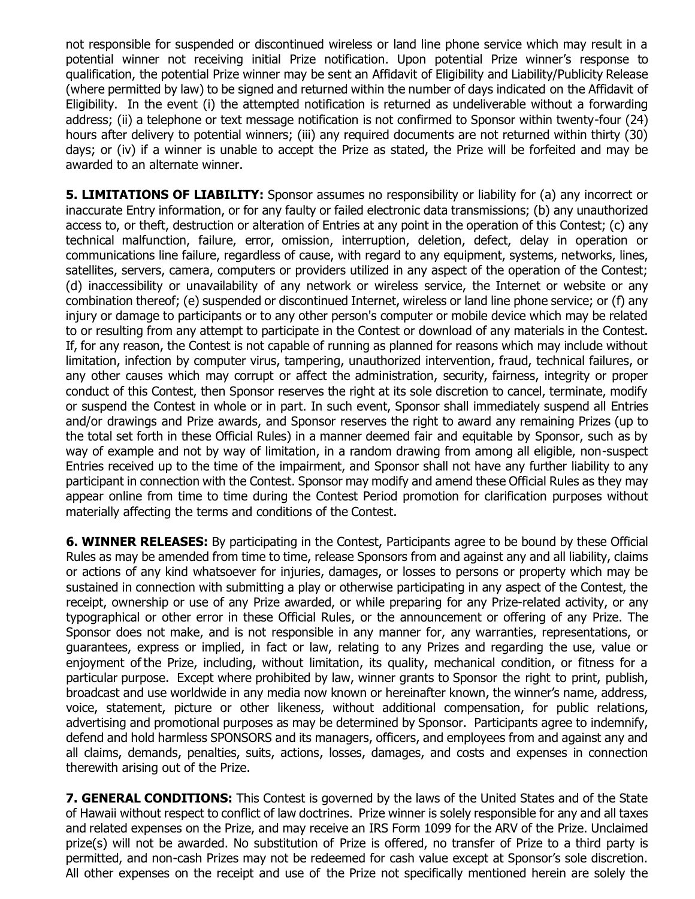not responsible for suspended or discontinued wireless or land line phone service which may result in a potential winner not receiving initial Prize notification. Upon potential Prize winner's response to qualification, the potential Prize winner may be sent an Affidavit of Eligibility and Liability/Publicity Release (where permitted by law) to be signed and returned within the number of days indicated on the Affidavit of Eligibility. In the event (i) the attempted notification is returned as undeliverable without a forwarding address; (ii) a telephone or text message notification is not confirmed to Sponsor within twenty-four (24) hours after delivery to potential winners; (iii) any required documents are not returned within thirty (30) days; or (iv) if a winner is unable to accept the Prize as stated, the Prize will be forfeited and may be awarded to an alternate winner.

**5. LIMITATIONS OF LIABILITY:** Sponsor assumes no responsibility or liability for (a) any incorrect or inaccurate Entry information, or for any faulty or failed electronic data transmissions; (b) any unauthorized access to, or theft, destruction or alteration of Entries at any point in the operation of this Contest; (c) any technical malfunction, failure, error, omission, interruption, deletion, defect, delay in operation or communications line failure, regardless of cause, with regard to any equipment, systems, networks, lines, satellites, servers, camera, computers or providers utilized in any aspect of the operation of the Contest; (d) inaccessibility or unavailability of any network or wireless service, the Internet or website or any combination thereof; (e) suspended or discontinued Internet, wireless or land line phone service; or (f) any injury or damage to participants or to any other person's computer or mobile device which may be related to or resulting from any attempt to participate in the Contest or download of any materials in the Contest. If, for any reason, the Contest is not capable of running as planned for reasons which may include without limitation, infection by computer virus, tampering, unauthorized intervention, fraud, technical failures, or any other causes which may corrupt or affect the administration, security, fairness, integrity or proper conduct of this Contest, then Sponsor reserves the right at its sole discretion to cancel, terminate, modify or suspend the Contest in whole or in part. In such event, Sponsor shall immediately suspend all Entries and/or drawings and Prize awards, and Sponsor reserves the right to award any remaining Prizes (up to the total set forth in these Official Rules) in a manner deemed fair and equitable by Sponsor, such as by way of example and not by way of limitation, in a random drawing from among all eligible, non-suspect Entries received up to the time of the impairment, and Sponsor shall not have any further liability to any participant in connection with the Contest. Sponsor may modify and amend these Official Rules as they may appear online from time to time during the Contest Period promotion for clarification purposes without materially affecting the terms and conditions of the Contest.

**6. WINNER RELEASES:** By participating in the Contest, Participants agree to be bound by these Official Rules as may be amended from time to time, release Sponsors from and against any and all liability, claims or actions of any kind whatsoever for injuries, damages, or losses to persons or property which may be sustained in connection with submitting a play or otherwise participating in any aspect of the Contest, the receipt, ownership or use of any Prize awarded, or while preparing for any Prize-related activity, or any typographical or other error in these Official Rules, or the announcement or offering of any Prize. The Sponsor does not make, and is not responsible in any manner for, any warranties, representations, or guarantees, express or implied, in fact or law, relating to any Prizes and regarding the use, value or enjoyment of the Prize, including, without limitation, its quality, mechanical condition, or fitness for a particular purpose. Except where prohibited by law, winner grants to Sponsor the right to print, publish, broadcast and use worldwide in any media now known or hereinafter known, the winner's name, address, voice, statement, picture or other likeness, without additional compensation, for public relations, advertising and promotional purposes as may be determined by Sponsor. Participants agree to indemnify, defend and hold harmless SPONSORS and its managers, officers, and employees from and against any and all claims, demands, penalties, suits, actions, losses, damages, and costs and expenses in connection therewith arising out of the Prize.

**7. GENERAL CONDITIONS:** This Contest is governed by the laws of the United States and of the State of Hawaii without respect to conflict of law doctrines. Prize winner is solely responsible for any and all taxes and related expenses on the Prize, and may receive an IRS Form 1099 for the ARV of the Prize. Unclaimed prize(s) will not be awarded. No substitution of Prize is offered, no transfer of Prize to a third party is permitted, and non-cash Prizes may not be redeemed for cash value except at Sponsor's sole discretion. All other expenses on the receipt and use of the Prize not specifically mentioned herein are solely the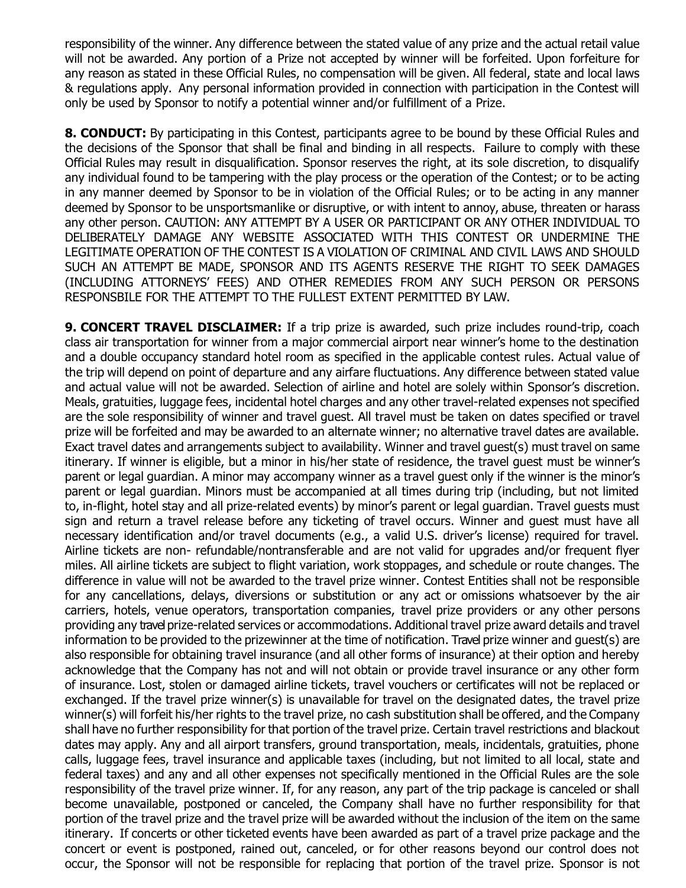responsibility of the winner. Any difference between the stated value of any prize and the actual retail value will not be awarded. Any portion of a Prize not accepted by winner will be forfeited. Upon forfeiture for any reason as stated in these Official Rules, no compensation will be given. All federal, state and local laws & regulations apply. Any personal information provided in connection with participation in the Contest will only be used by Sponsor to notify a potential winner and/or fulfillment of a Prize.

**8. CONDUCT:** By participating in this Contest, participants agree to be bound by these Official Rules and the decisions of the Sponsor that shall be final and binding in all respects. Failure to comply with these Official Rules may result in disqualification. Sponsor reserves the right, at its sole discretion, to disqualify any individual found to be tampering with the play process or the operation of the Contest; or to be acting in any manner deemed by Sponsor to be in violation of the Official Rules; or to be acting in any manner deemed by Sponsor to be unsportsmanlike or disruptive, or with intent to annoy, abuse, threaten or harass any other person. CAUTION: ANY ATTEMPT BY A USER OR PARTICIPANT OR ANY OTHER INDIVIDUAL TO DELIBERATELY DAMAGE ANY WEBSITE ASSOCIATED WITH THIS CONTEST OR UNDERMINE THE LEGITIMATE OPERATION OF THE CONTEST IS A VIOLATION OF CRIMINAL AND CIVIL LAWS AND SHOULD SUCH AN ATTEMPT BE MADE, SPONSOR AND ITS AGENTS RESERVE THE RIGHT TO SEEK DAMAGES (INCLUDING ATTORNEYS' FEES) AND OTHER REMEDIES FROM ANY SUCH PERSON OR PERSONS RESPONSBILE FOR THE ATTEMPT TO THE FULLEST EXTENT PERMITTED BY LAW.

**9. CONCERT TRAVEL DISCLAIMER:** If a trip prize is awarded, such prize includes round-trip, coach class air transportation for winner from a major commercial airport near winner's home to the destination and a double occupancy standard hotel room as specified in the applicable contest rules. Actual value of the trip will depend on point of departure and any airfare fluctuations. Any difference between stated value and actual value will not be awarded. Selection of airline and hotel are solely within Sponsor's discretion. Meals, gratuities, luggage fees, incidental hotel charges and any other travel-related expenses not specified are the sole responsibility of winner and travel guest. All travel must be taken on dates specified or travel prize will be forfeited and may be awarded to an alternate winner; no alternative travel dates are available. Exact travel dates and arrangements subject to availability. Winner and travel guest(s) must travel on same itinerary. If winner is eligible, but a minor in his/her state of residence, the travel guest must be winner's parent or legal guardian. A minor may accompany winner as a travel guest only if the winner is the minor's parent or legal guardian. Minors must be accompanied at all times during trip (including, but not limited to, in-flight, hotel stay and all prize-related events) by minor's parent or legal guardian. Travel guests must sign and return a travel release before any ticketing of travel occurs. Winner and guest must have all necessary identification and/or travel documents (e.g., a valid U.S. driver's license) required for travel. Airline tickets are non- refundable/nontransferable and are not valid for upgrades and/or frequent flyer miles. All airline tickets are subject to flight variation, work stoppages, and schedule or route changes. The difference in value will not be awarded to the travel prize winner. Contest Entities shall not be responsible for any cancellations, delays, diversions or substitution or any act or omissions whatsoever by the air carriers, hotels, venue operators, transportation companies, travel prize providers or any other persons providing any travel prize-related services or accommodations. Additional travel prize award details and travel information to be provided to the prizewinner at the time of notification. Travel prize winner and guest(s) are also responsible for obtaining travel insurance (and all other forms of insurance) at their option and hereby acknowledge that the Company has not and will not obtain or provide travel insurance or any other form of insurance. Lost, stolen or damaged airline tickets, travel vouchers or certificates will not be replaced or exchanged. If the travel prize winner(s) is unavailable for travel on the designated dates, the travel prize winner(s) will forfeit his/her rights to the travel prize, no cash substitution shall be offered, and the Company shall have no further responsibility for that portion of the travel prize. Certain travel restrictions and blackout dates may apply. Any and all airport transfers, ground transportation, meals, incidentals, gratuities, phone calls, luggage fees, travel insurance and applicable taxes (including, but not limited to all local, state and federal taxes) and any and all other expenses not specifically mentioned in the Official Rules are the sole responsibility of the travel prize winner. If, for any reason, any part of the trip package is canceled or shall become unavailable, postponed or canceled, the Company shall have no further responsibility for that portion of the travel prize and the travel prize will be awarded without the inclusion of the item on the same itinerary. If concerts or other ticketed events have been awarded as part of a travel prize package and the concert or event is postponed, rained out, canceled, or for other reasons beyond our control does not occur, the Sponsor will not be responsible for replacing that portion of the travel prize. Sponsor is not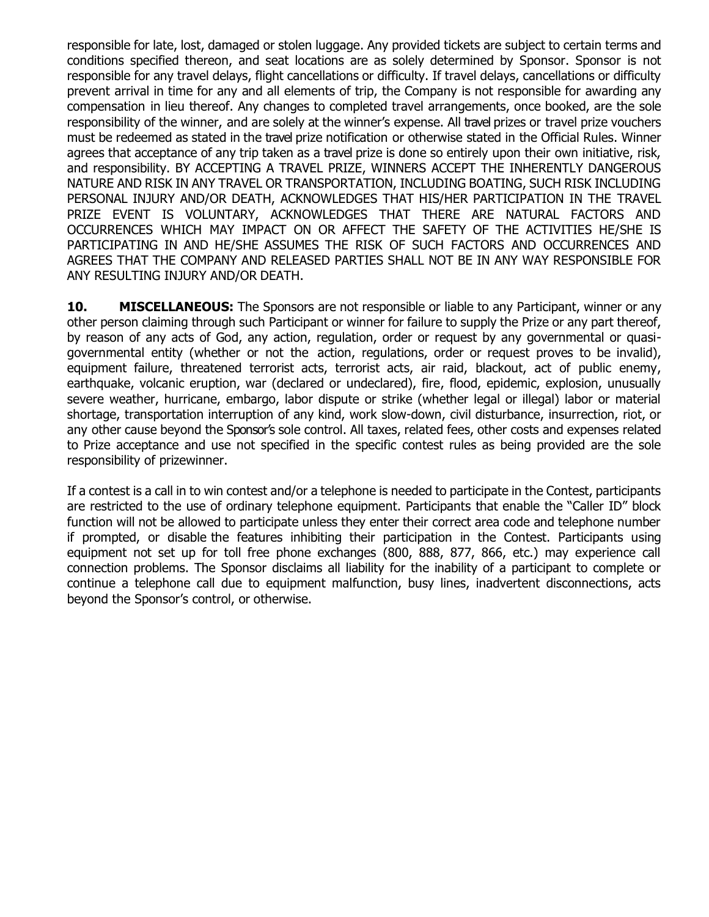responsible for late, lost, damaged or stolen luggage. Any provided tickets are subject to certain terms and conditions specified thereon, and seat locations are as solely determined by Sponsor. Sponsor is not responsible for any travel delays, flight cancellations or difficulty. If travel delays, cancellations or difficulty prevent arrival in time for any and all elements of trip, the Company is not responsible for awarding any compensation in lieu thereof. Any changes to completed travel arrangements, once booked, are the sole responsibility of the winner, and are solely at the winner's expense. All travel prizes or travel prize vouchers must be redeemed as stated in the travel prize notification or otherwise stated in the Official Rules. Winner agrees that acceptance of any trip taken as a travel prize is done so entirely upon their own initiative, risk, and responsibility. BY ACCEPTING A TRAVEL PRIZE, WINNERS ACCEPT THE INHERENTLY DANGEROUS NATURE AND RISK IN ANY TRAVEL OR TRANSPORTATION, INCLUDING BOATING, SUCH RISK INCLUDING PERSONAL INJURY AND/OR DEATH, ACKNOWLEDGES THAT HIS/HER PARTICIPATION IN THE TRAVEL PRIZE EVENT IS VOLUNTARY, ACKNOWLEDGES THAT THERE ARE NATURAL FACTORS AND OCCURRENCES WHICH MAY IMPACT ON OR AFFECT THE SAFETY OF THE ACTIVITIES HE/SHE IS PARTICIPATING IN AND HE/SHE ASSUMES THE RISK OF SUCH FACTORS AND OCCURRENCES AND AGREES THAT THE COMPANY AND RELEASED PARTIES SHALL NOT BE IN ANY WAY RESPONSIBLE FOR ANY RESULTING INJURY AND/OR DEATH.

**10. MISCELLANEOUS:** The Sponsors are not responsible or liable to any Participant, winner or any other person claiming through such Participant or winner for failure to supply the Prize or any part thereof, by reason of any acts of God, any action, regulation, order or request by any governmental or quasi-governmental entity (whether or not the action, regulations, order or request proves to be invalid), equipment failure, threatened terrorist acts, terrorist acts, air raid, blackout, act of public enemy, earthquake, volcanic eruption, war (declared or undeclared), fire, flood, epidemic, explosion, unusually severe weather, hurricane, embargo, labor dispute or strike (whether legal or illegal) labor or material shortage, transportation interruption of any kind, work slow-down, civil disturbance, insurrection, riot, or any other cause beyond the Sponsor's sole control. All taxes, related fees, other costs and expenses related to Prize acceptance and use not specified in the specific contest rules as being provided are the sole responsibility of prizewinner.

If a contest is a call in to win contest and/or a telephone is needed to participate in the Contest, participants are restricted to the use of ordinary telephone equipment. Participants that enable the "Caller ID" block function will not be allowed to participate unless they enter their correct area code and telephone number if prompted, or disable the features inhibiting their participation in the Contest. Participants using equipment not set up for toll free phone exchanges (800, 888, 877, 866, etc.) may experience call connection problems. The Sponsor disclaims all liability for the inability of a participant to complete or continue a telephone call due to equipment malfunction, busy lines, inadvertent disconnections, acts beyond the Sponsor's control, or otherwise.